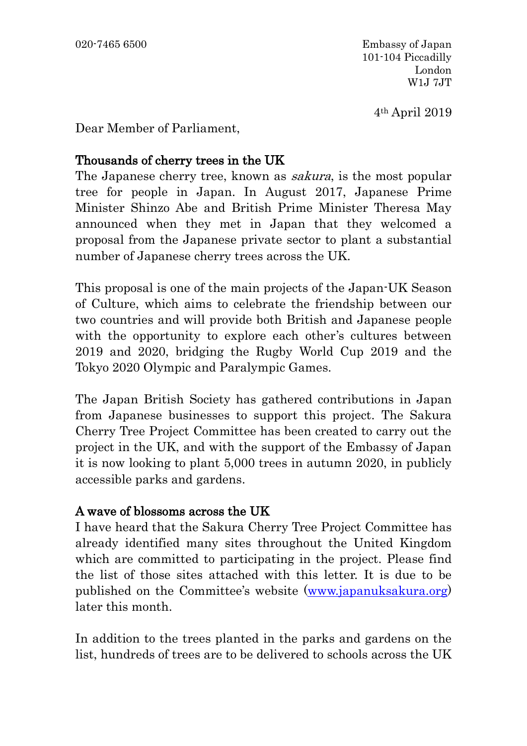020-7465 6500

Embassy of Japan
101-104 Piccadilly
London
W1J 7JT

4th April 2019

Dear Member of Parliament,

**Thousands of cherry trees in the UK**

The Japanese cherry tree, known as *sakura*, is the most popular tree for people in Japan. In August 2017, Japanese Prime Minister Shinzo Abe and British Prime Minister Theresa May announced when they met in Japan that they welcomed a proposal from the Japanese private sector to plant a substantial number of Japanese cherry trees across the UK.

This proposal is one of the main projects of the Japan-UK Season of Culture, which aims to celebrate the friendship between our two countries and will provide both British and Japanese people with the opportunity to explore each other's cultures between 2019 and 2020, bridging the Rugby World Cup 2019 and the Tokyo 2020 Olympic and Paralympic Games.

The Japan British Society has gathered contributions in Japan from Japanese businesses to support this project. The Sakura Cherry Tree Project Committee has been created to carry out the project in the UK, and with the support of the Embassy of Japan it is now looking to plant 5,000 trees in autumn 2020, in publicly accessible parks and gardens.

**A wave of blossoms across the UK**

I have heard that the Sakura Cherry Tree Project Committee has already identified many sites throughout the United Kingdom which are committed to participating in the project. Please find the list of those sites attached with this letter. It is due to be published on the Committee's website (www.japanuksakura.org) later this month.

In addition to the trees planted in the parks and gardens on the list, hundreds of trees are to be delivered to schools across the UK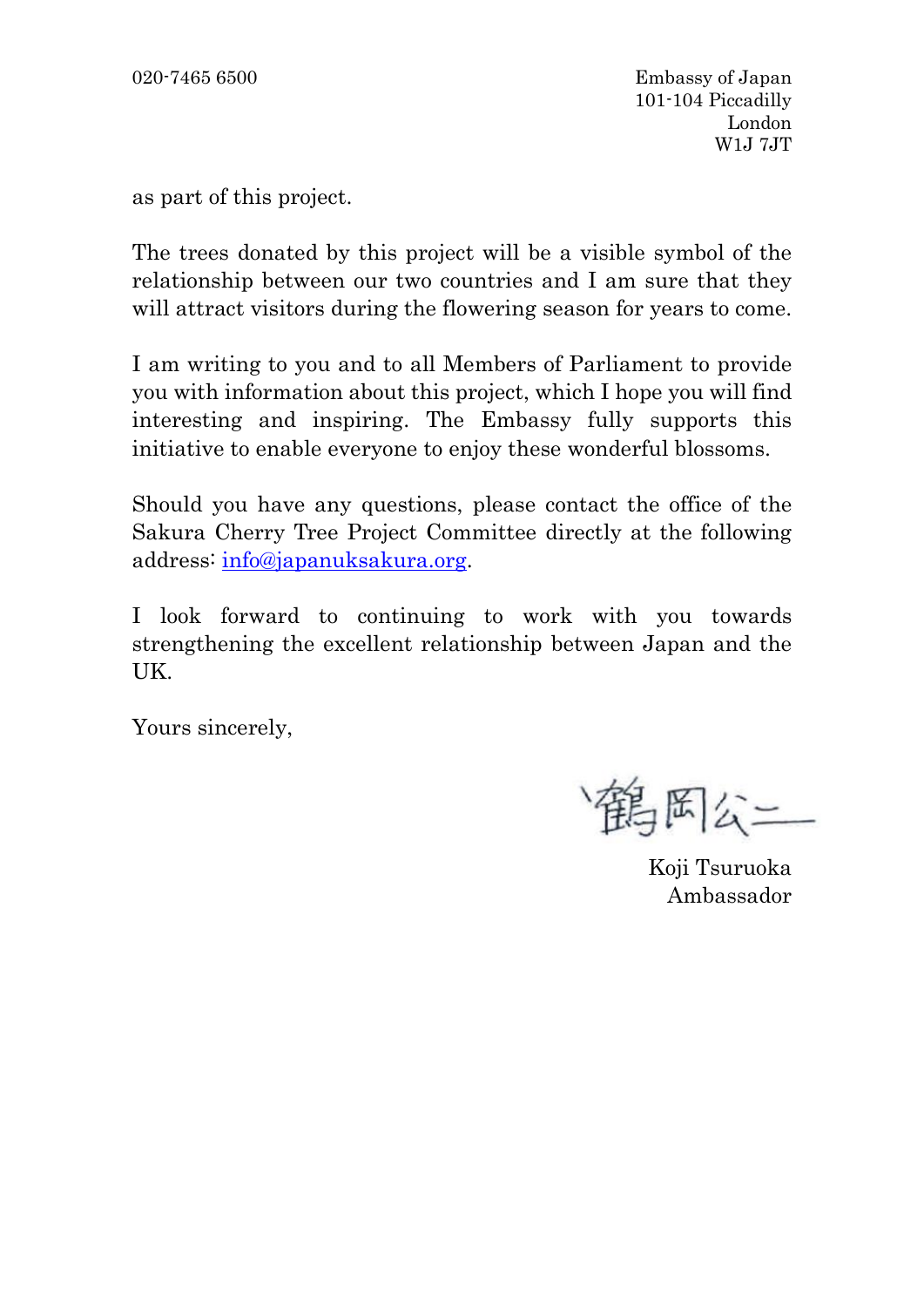020-7465 6500

Embassy of Japan
101-104 Piccadilly
London
W1J 7JT

as part of this project.

The trees donated by this project will be a visible symbol of the relationship between our two countries and I am sure that they will attract visitors during the flowering season for years to come.

I am writing to you and to all Members of Parliament to provide you with information about this project, which I hope you will find interesting and inspiring. The Embassy fully supports this initiative to enable everyone to enjoy these wonderful blossoms.

Should you have any questions, please contact the office of the Sakura Cherry Tree Project Committee directly at the following address: info@japanuksakura.org.

I look forward to continuing to work with you towards strengthening the excellent relationship between Japan and the UK.

Yours sincerely,

鶴岡公二

Koji Tsuruoka
Ambassador